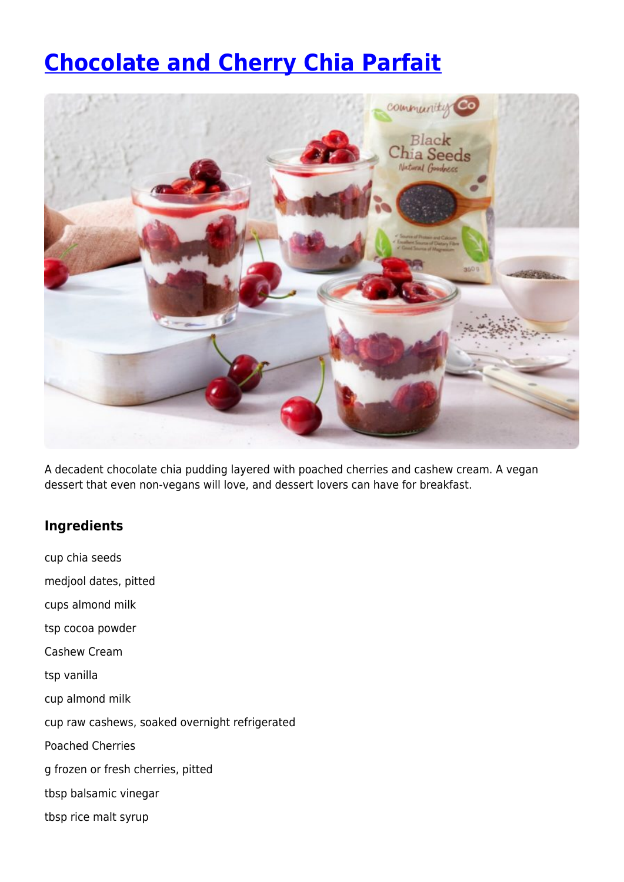# Chocolate and Cherry Chia Parfait

A decadent chocolate chia pudding layered with poached cherries and cashew cream. A vegan dessert that even non-vegans will love, and dessert lovers can have for breakfast.

### Ingredients

cup chia seeds

medjool dates, pitted

cups almond milk

tsp cocoa powder

Cashew Cream

tsp vanilla

cup almond milk

cup raw cashews, soaked overnight refrigerated

Poached Cherries

g frozen or fresh cherries, pitted

tbsp balsamic vinegar

tbsp rice malt syrup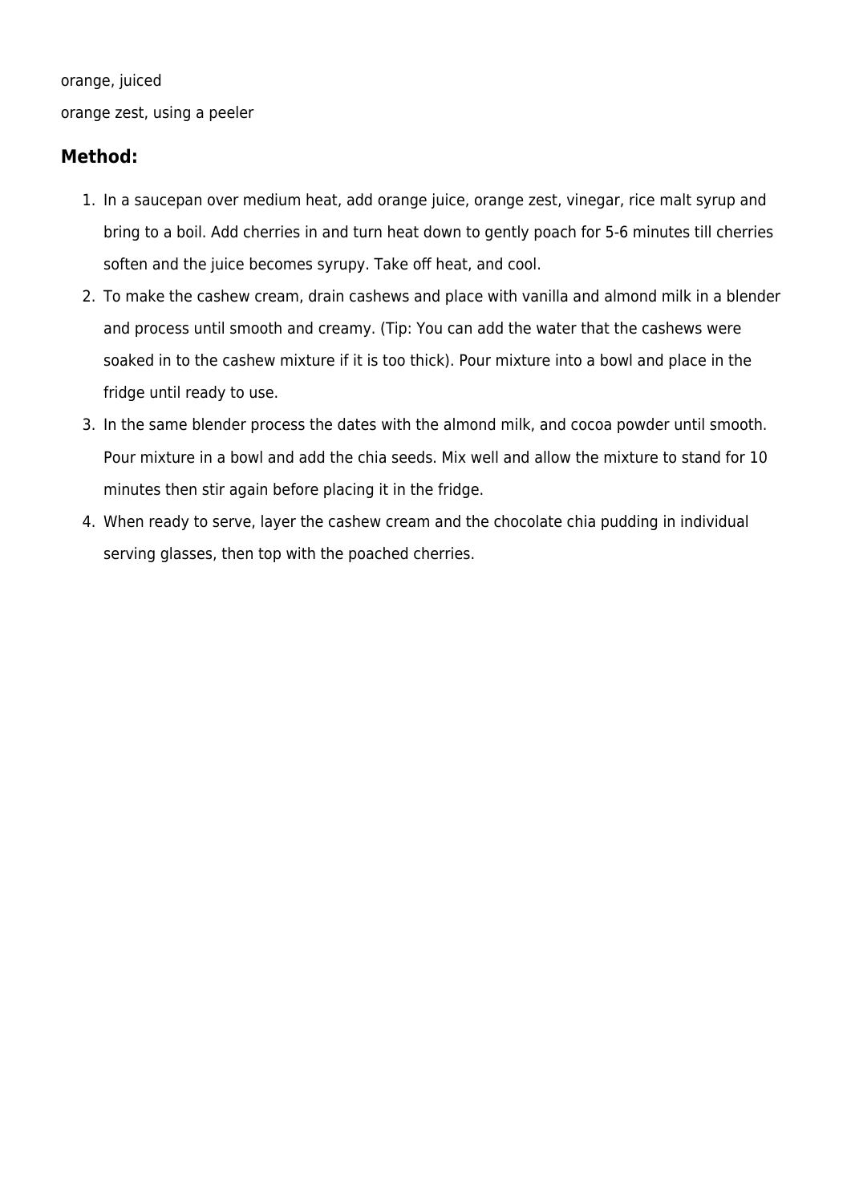orange, juiced

orange zest, using a peeler

## Method:

1. In a saucepan over medium heat, add orange juice, orange zest, vinegar, rice malt syrup and bring to a boil. Add cherries in and turn heat down to gently poach for 5-6 minutes till cherries soften and the juice becomes syrupy. Take off heat, and cool.
2. To make the cashew cream, drain cashews and place with vanilla and almond milk in a blender and process until smooth and creamy. (Tip: You can add the water that the cashews were soaked in to the cashew mixture if it is too thick). Pour mixture into a bowl and place in the fridge until ready to use.
3. In the same blender process the dates with the almond milk, and cocoa powder until smooth. Pour mixture in a bowl and add the chia seeds. Mix well and allow the mixture to stand for 10 minutes then stir again before placing it in the fridge.
4. When ready to serve, layer the cashew cream and the chocolate chia pudding in individual serving glasses, then top with the poached cherries.